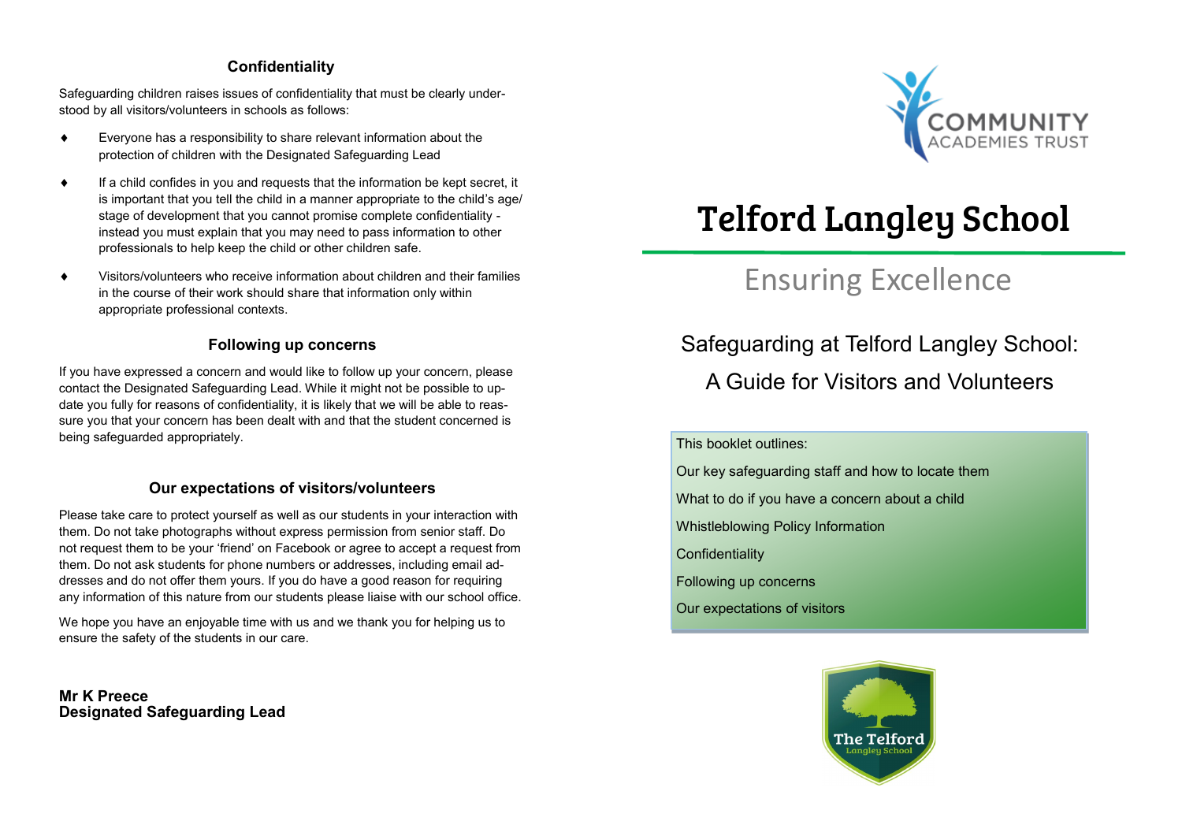## Confidentiality

Safeguarding children raises issues of confidentiality that must be clearly understood by all visitors/volunteers in schools as follows:

- Everyone has a responsibility to share relevant information about the protection of children with the Designated Safeguarding Lead
- If a child confides in you and requests that the information be kept secret, it is important that you tell the child in a manner appropriate to the child's age/stage of development that you cannot promise complete confidentiality - instead you must explain that you may need to pass information to other professionals to help keep the child or other children safe.
- Visitors/volunteers who receive information about children and their families in the course of their work should share that information only within appropriate professional contexts.

## Following up concerns

If you have expressed a concern and would like to follow up your concern, please contact the Designated Safeguarding Lead. While it might not be possible to update you fully for reasons of confidentiality, it is likely that we will be able to reassure you that your concern has been dealt with and that the student concerned is being safeguarded appropriately.

## Our expectations of visitors/volunteers

Please take care to protect yourself as well as our students in your interaction with them. Do not take photographs without express permission from senior staff. Do not request them to be your 'friend' on Facebook or agree to accept a request from them. Do not ask students for phone numbers or addresses, including email addresses and do not offer them yours. If you do have a good reason for requiring any information of this nature from our students please liaise with our school office.

We hope you have an enjoyable time with us and we thank you for helping us to ensure the safety of the students in our care.

**Mr K Preece**
**Designated Safeguarding Lead**

COMMUNITY ACADEMIES TRUST

# Telford Langley School

## Ensuring Excellence

## Safeguarding at Telford Langley School: A Guide for Visitors and Volunteers

This booklet outlines:

- Our key safeguarding staff and how to locate them
- What to do if you have a concern about a child
- Whistleblowing Policy Information
- Confidentiality
- Following up concerns
- Our expectations of visitors

The Telford Langley School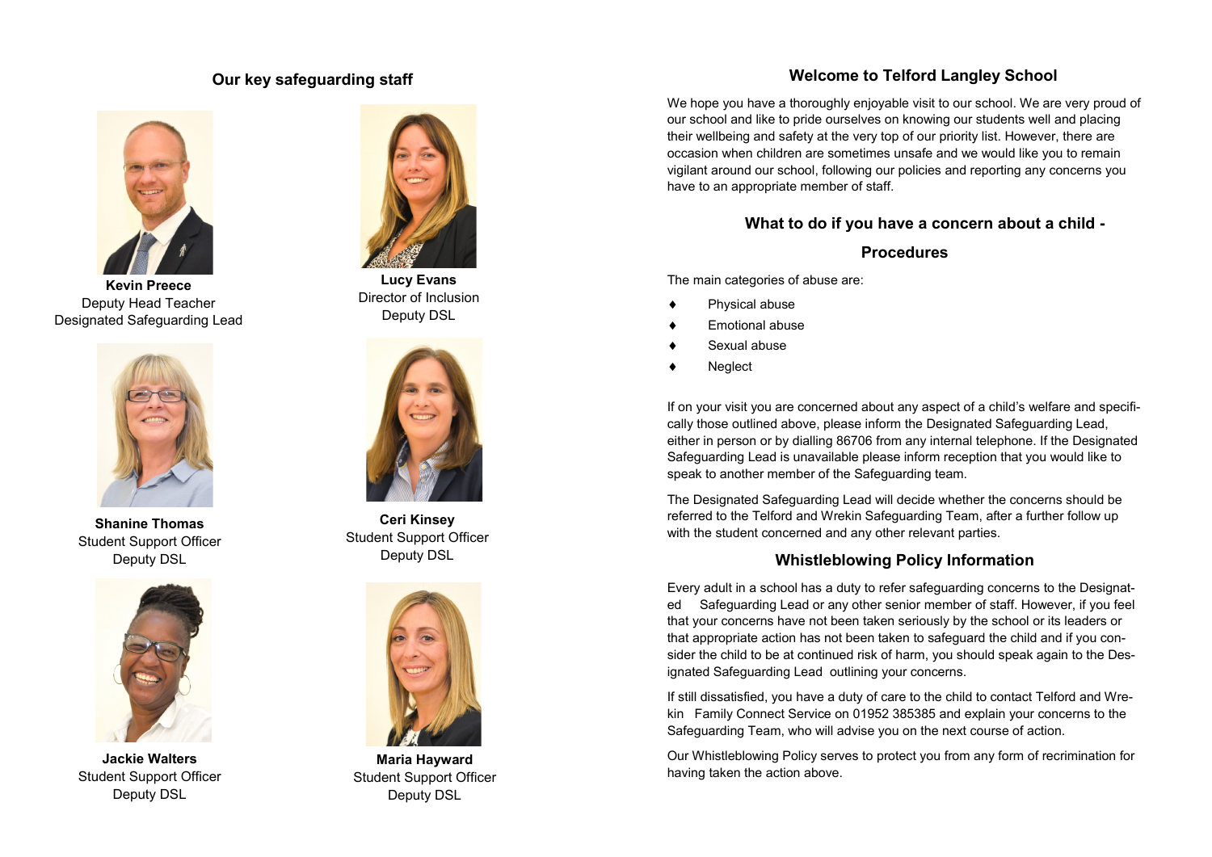## Our key safeguarding staff

**Kevin Preece**
Deputy Head Teacher
Designated Safeguarding Lead

**Lucy Evans**
Director of Inclusion
Deputy DSL

**Shanine Thomas**
Student Support Officer
Deputy DSL

**Ceri Kinsey**
Student Support Officer
Deputy DSL

**Jackie Walters**
Student Support Officer
Deputy DSL

**Maria Hayward**
Student Support Officer
Deputy DSL

## Welcome to Telford Langley School

We hope you have a thoroughly enjoyable visit to our school. We are very proud of our school and like to pride ourselves on knowing our students well and placing their wellbeing and safety at the very top of our priority list. However, there are occasion when children are sometimes unsafe and we would like you to remain vigilant around our school, following our policies and reporting any concerns you have to an appropriate member of staff.

## What to do if you have a concern about a child - Procedures

The main categories of abuse are:

- Physical abuse
- Emotional abuse
- Sexual abuse
- Neglect

If on your visit you are concerned about any aspect of a child's welfare and specifically those outlined above, please inform the Designated Safeguarding Lead, either in person or by dialling 86706 from any internal telephone. If the Designated Safeguarding Lead is unavailable please inform reception that you would like to speak to another member of the Safeguarding team.

The Designated Safeguarding Lead will decide whether the concerns should be referred to the Telford and Wrekin Safeguarding Team, after a further follow up with the student concerned and any other relevant parties.

## Whistleblowing Policy Information

Every adult in a school has a duty to refer safeguarding concerns to the Designated Safeguarding Lead or any other senior member of staff. However, if you feel that your concerns have not been taken seriously by the school or its leaders or that appropriate action has not been taken to safeguard the child and if you consider the child to be at continued risk of harm, you should speak again to the Designated Safeguarding Lead outlining your concerns.

If still dissatisfied, you have a duty of care to the child to contact Telford and Wrekin Family Connect Service on 01952 385385 and explain your concerns to the Safeguarding Team, who will advise you on the next course of action.

Our Whistleblowing Policy serves to protect you from any form of recrimination for having taken the action above.